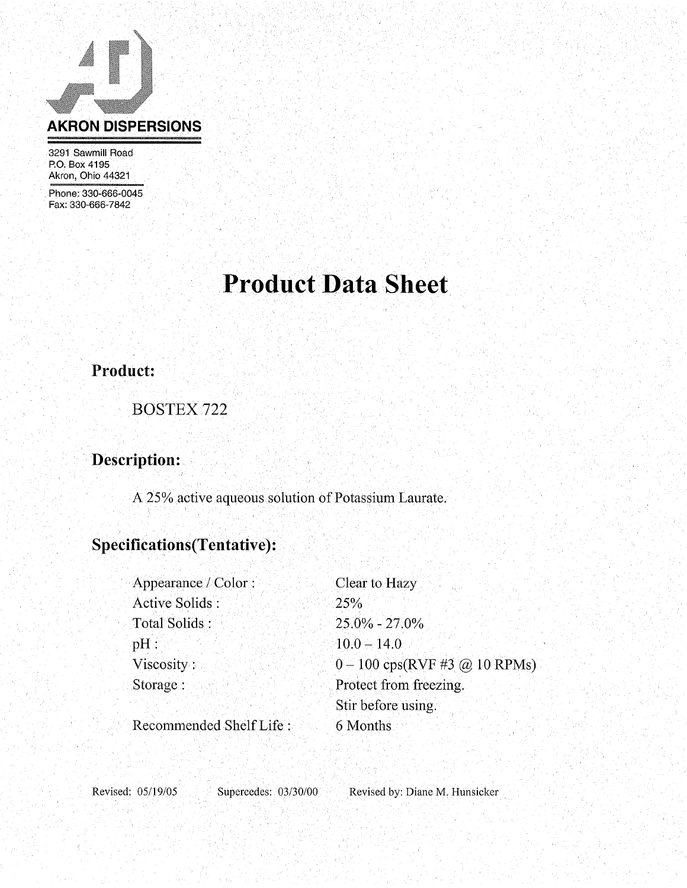**AKRON DISPERSIONS**

3291 Sawmill Road
P.O. Box 4195
Akron, Ohio 44321

Phone: 330-666-0045
Fax: 330-666-7842

# Product Data Sheet

## Product:

BOSTEX 722

## Description:

A 25% active aqueous solution of Potassium Laurate.

## Specifications(Tentative):

| | |
|---|---|
| Appearance / Color : | Clear to Hazy |
| Active Solids : | 25% |
| Total Solids : | 25.0% - 27.0% |
| pH : | 10.0 – 14.0 |
| Viscosity : | 0 – 100 cps(RVF #3 @ 10 RPMs) |
| Storage : | Protect from freezing. Stir before using. |
| Recommended Shelf Life : | 6 Months |

Revised: 05/19/05    Supercedes: 03/30/00    Revised by: Diane M. Hunsicker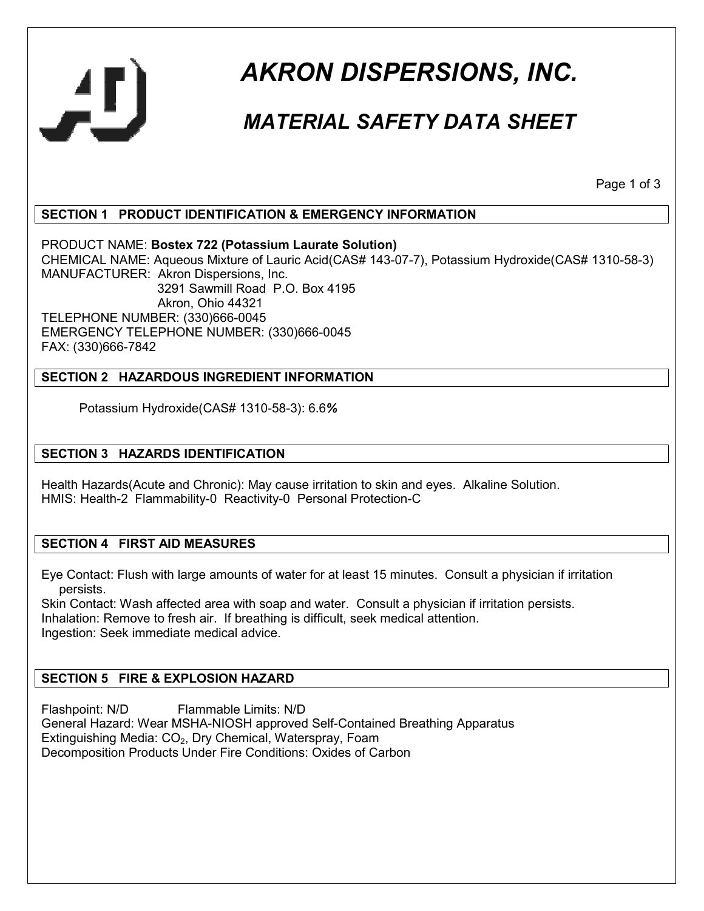# AKRON DISPERSIONS, INC.

## MATERIAL SAFETY DATA SHEET

### SECTION 1 PRODUCT IDENTIFICATION & EMERGENCY INFORMATION

PRODUCT NAME: **Bostex 722 (Potassium Laurate Solution)**
CHEMICAL NAME: Aqueous Mixture of Lauric Acid(CAS# 143-07-7), Potassium Hydroxide(CAS# 1310-58-3)
MANUFACTURER: Akron Dispersions, Inc.
3291 Sawmill Road P.O. Box 4195
Akron, Ohio 44321
TELEPHONE NUMBER: (330)666-0045
EMERGENCY TELEPHONE NUMBER: (330)666-0045
FAX: (330)666-7842

### SECTION 2 HAZARDOUS INGREDIENT INFORMATION

Potassium Hydroxide(CAS# 1310-58-3): 6.6%

### SECTION 3 HAZARDS IDENTIFICATION

Health Hazards(Acute and Chronic): May cause irritation to skin and eyes. Alkaline Solution.
HMIS: Health-2 Flammability-0 Reactivity-0 Personal Protection-C

### SECTION 4 FIRST AID MEASURES

Eye Contact: Flush with large amounts of water for at least 15 minutes. Consult a physician if irritation persists.
Skin Contact: Wash affected area with soap and water. Consult a physician if irritation persists.
Inhalation: Remove to fresh air. If breathing is difficult, seek medical attention.
Ingestion: Seek immediate medical advice.

### SECTION 5 FIRE & EXPLOSION HAZARD

Flashpoint: N/D Flammable Limits: N/D
General Hazard: Wear MSHA-NIOSH approved Self-Contained Breathing Apparatus
Extinguishing Media: $CO_2$, Dry Chemical, Waterspray, Foam
Decomposition Products Under Fire Conditions: Oxides of Carbon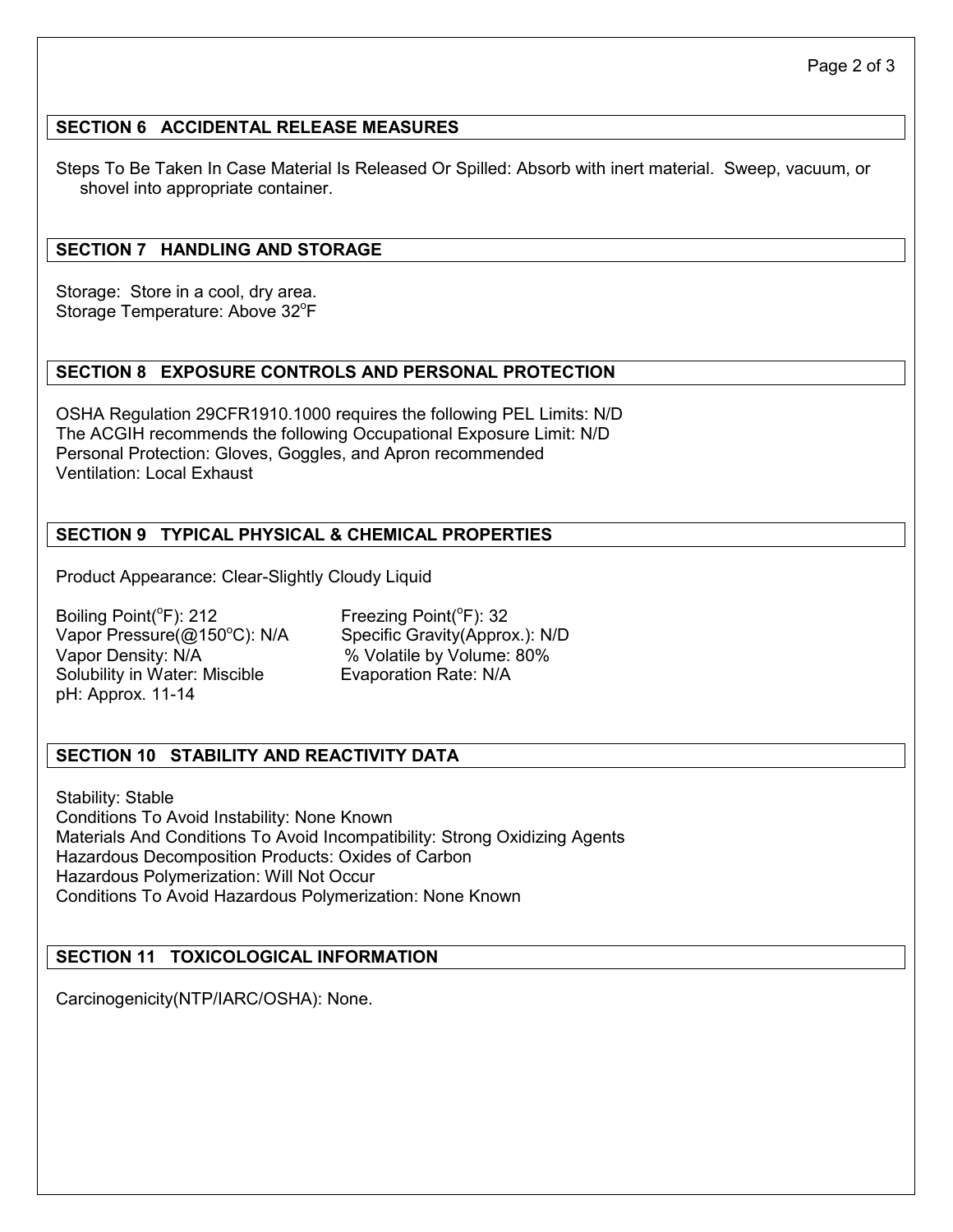## SECTION 6 ACCIDENTAL RELEASE MEASURES

Steps To Be Taken In Case Material Is Released Or Spilled: Absorb with inert material. Sweep, vacuum, or shovel into appropriate container.

## SECTION 7 HANDLING AND STORAGE

Storage: Store in a cool, dry area.
Storage Temperature: Above 32°F

## SECTION 8 EXPOSURE CONTROLS AND PERSONAL PROTECTION

OSHA Regulation 29CFR1910.1000 requires the following PEL Limits: N/D
The ACGIH recommends the following Occupational Exposure Limit: N/D
Personal Protection: Gloves, Goggles, and Apron recommended
Ventilation: Local Exhaust

## SECTION 9 TYPICAL PHYSICAL & CHEMICAL PROPERTIES

Product Appearance: Clear-Slightly Cloudy Liquid

Boiling Point(°F): 212
Freezing Point(°F): 32
Vapor Pressure(@150°C): N/A
Specific Gravity(Approx.): N/D
Vapor Density: N/A
% Volatile by Volume: 80%
Solubility in Water: Miscible
Evaporation Rate: N/A
pH: Approx. 11-14

## SECTION 10 STABILITY AND REACTIVITY DATA

Stability: Stable
Conditions To Avoid Instability: None Known
Materials And Conditions To Avoid Incompatibility: Strong Oxidizing Agents
Hazardous Decomposition Products: Oxides of Carbon
Hazardous Polymerization: Will Not Occur
Conditions To Avoid Hazardous Polymerization: None Known

## SECTION 11 TOXICOLOGICAL INFORMATION

Carcinogenicity(NTP/IARC/OSHA): None.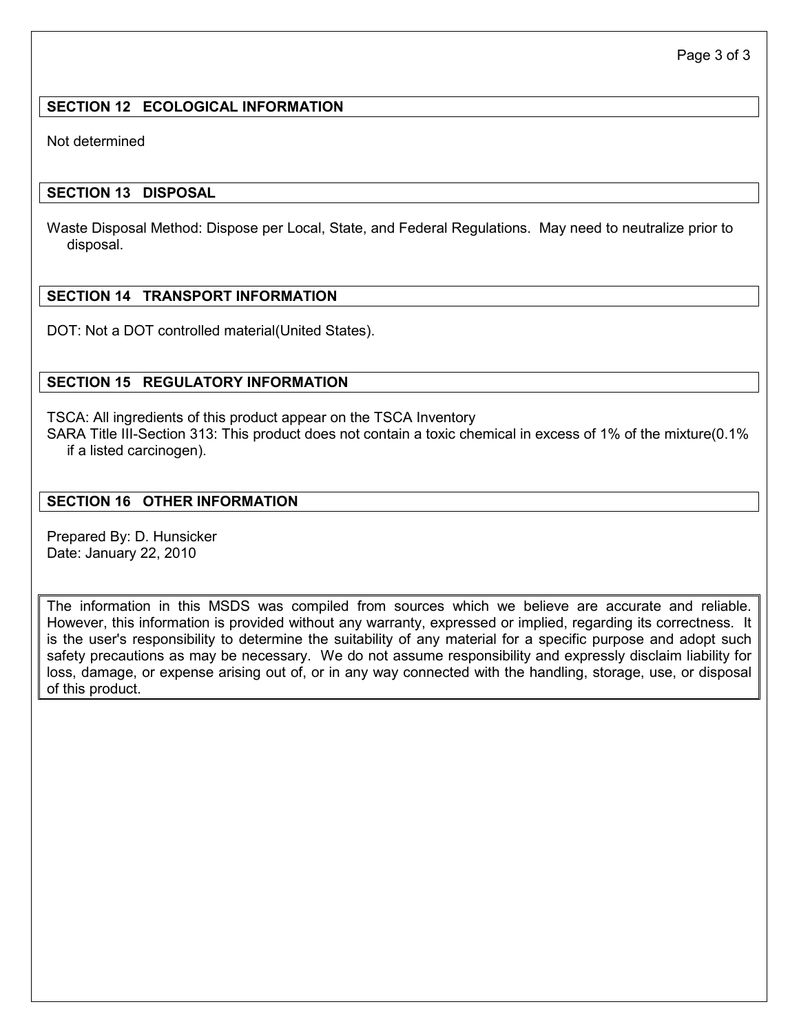## SECTION 12 ECOLOGICAL INFORMATION

Not determined

## SECTION 13 DISPOSAL

Waste Disposal Method: Dispose per Local, State, and Federal Regulations. May need to neutralize prior to disposal.

## SECTION 14 TRANSPORT INFORMATION

DOT: Not a DOT controlled material(United States).

## SECTION 15 REGULATORY INFORMATION

TSCA: All ingredients of this product appear on the TSCA Inventory
SARA Title III-Section 313: This product does not contain a toxic chemical in excess of 1% of the mixture(0.1% if a listed carcinogen).

## SECTION 16 OTHER INFORMATION

Prepared By: D. Hunsicker
Date: January 22, 2010

The information in this MSDS was compiled from sources which we believe are accurate and reliable. However, this information is provided without any warranty, expressed or implied, regarding its correctness. It is the user's responsibility to determine the suitability of any material for a specific purpose and adopt such safety precautions as may be necessary. We do not assume responsibility and expressly disclaim liability for loss, damage, or expense arising out of, or in any way connected with the handling, storage, use, or disposal of this product.